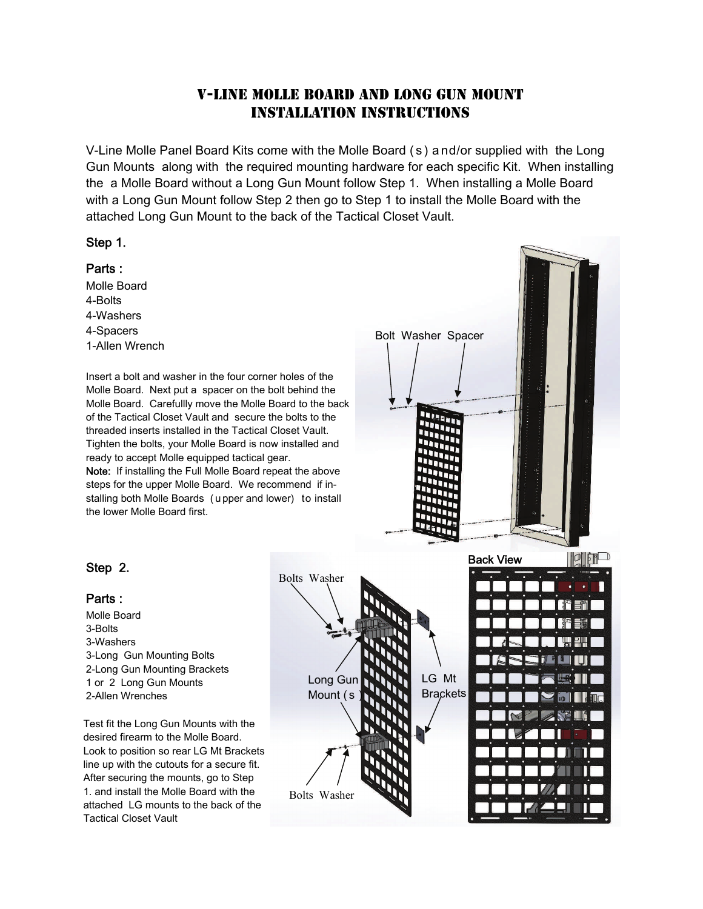# V-Line Molle Board and Long Gun Mount Installation Instructions

V-Line Molle Panel Board Kits come with the Molle Board (s) and/or supplied with the Long Gun Mounts along with the required mounting hardware for each specific Kit. When installing the a Molle Board without a Long Gun Mount follow Step 1. When installing a Molle Board with a Long Gun Mount follow Step 2 then go to Step 1 to install the Molle Board with the attached Long Gun Mount to the back of the Tactical Closet Vault.

## Step 1.

### Parts :

Molle Board
4-Bolts
4-Washers
4-Spacers
1-Allen Wrench

Insert a bolt and washer in the four corner holes of the Molle Board. Next put a spacer on the bolt behind the Molle Board. Carefullly move the Molle Board to the back of the Tactical Closet Vault and secure the bolts to the threaded inserts installed in the Tactical Closet Vault. Tighten the bolts, your Molle Board is now installed and ready to accept Molle equipped tactical gear.

**Note:** If installing the Full Molle Board repeat the above steps for the upper Molle Board. We recommend if installing both Molle Boards (upper and lower) to install the lower Molle Board first.

Bolt Washer Spacer

## Step 2.

### Parts :

Molle Board
3-Bolts
3-Washers
3-Long Gun Mounting Bolts
2-Long Gun Mounting Brackets
1 or 2 Long Gun Mounts
2-Allen Wrenches

Test fit the Long Gun Mounts with the desired firearm to the Molle Board. Look to position so rear LG Mt Brackets line up with the cutouts for a secure fit. After securing the mounts, go to Step 1. and install the Molle Board with the attached LG mounts to the back of the Tactical Closet Vault

Bolts Washer

Long Gun Mount (s)

LG Mt Brackets

Bolts Washer

Back View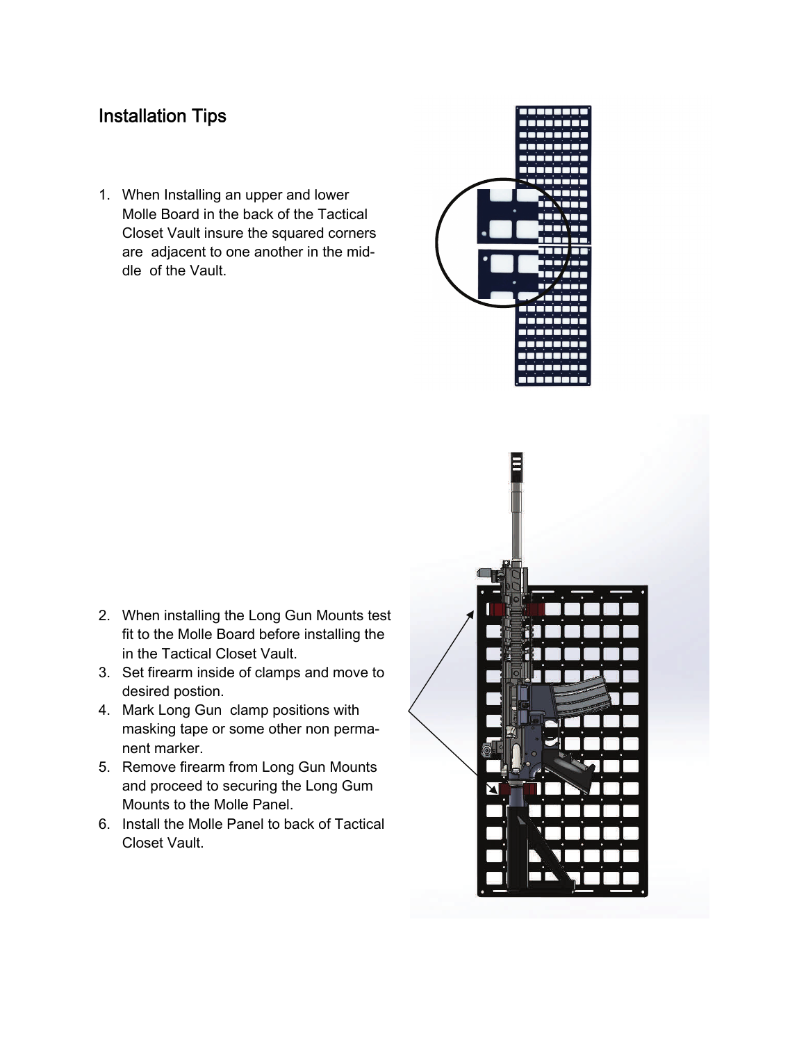## Installation Tips

1. When Installing an upper and lower Molle Board in the back of the Tactical Closet Vault insure the squared corners are adjacent to one another in the middle of the Vault.

2. When installing the Long Gun Mounts test fit to the Molle Board before installing the in the Tactical Closet Vault.
3. Set firearm inside of clamps and move to desired postion.
4. Mark Long Gun clamp positions with masking tape or some other non permanent marker.
5. Remove firearm from Long Gun Mounts and proceed to securing the Long Gum Mounts to the Molle Panel.
6. Install the Molle Panel to back of Tactical Closet Vault.